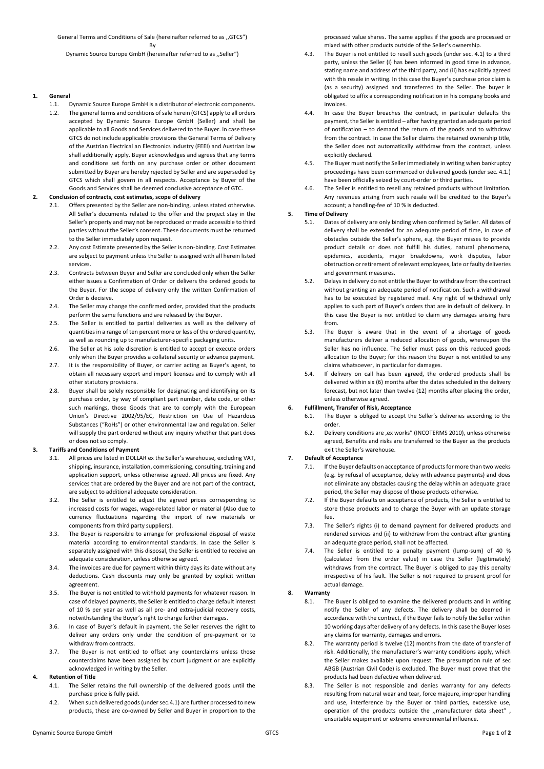General Terms and Conditions of Sale (hereinafter referred to as ,,GTCS")

By

Dynamic Source Europe GmbH (hereinafter referred to as ,,Seller")

**1. General**

1.1. Dynamic Source Europe GmbH is a distributor of electronic components.

1.2. The general terms and conditions of sale herein (GTCS) apply to all orders accepted by Dynamic Source Europe GmbH (Seller) and shall be applicable to all Goods and Services delivered to the Buyer. In case these GTCS do not include applicable provisions the General Terms of Delivery of the Austrian Electrical an Electronics Industry (FEEI) and Austrian law shall additionally apply. Buyer acknowledges and agrees that any terms and conditions set forth on any purchase order or other document submitted by Buyer are hereby rejected by Seller and are superseded by GTCS which shall govern in all respects. Acceptance by Buyer of the Goods and Services shall be deemed conclusive acceptance of GTC.

**2. Conclusion of contracts, cost estimates, scope of delivery**

2.1. Offers presented by the Seller are non-binding, unless stated otherwise. All Seller's documents related to the offer and the project stay in the Seller's property and may not be reproduced or made accessible to third parties without the Seller's consent. These documents must be returned to the Seller immediately upon request.

2.2. Any cost Estimate presented by the Seller is non-binding. Cost Estimates are subject to payment unless the Seller is assigned with all herein listed services.

2.3. Contracts between Buyer and Seller are concluded only when the Seller either issues a Confirmation of Order or delivers the ordered goods to the Buyer. For the scope of delivery only the written Confirmation of Order is decisive.

2.4. The Seller may change the confirmed order, provided that the products perform the same functions and are released by the Buyer.

2.5. The Seller is entitled to partial deliveries as well as the delivery of quantities in a range of ten percent more or less of the ordered quantity, as well as rounding up to manufacturer-specific packaging units.

2.6. The Seller at his sole discretion is entitled to accept or execute orders only when the Buyer provides a collateral security or advance payment.

2.7. It is the responsibility of Buyer, or carrier acting as Buyer's agent, to obtain all necessary export and import licenses and to comply with all other statutory provisions.

2.8. Buyer shall be solely responsible for designating and identifying on its purchase order, by way of compliant part number, date code, or other such markings, those Goods that are to comply with the European Union's Directive 2002/95/EC, Restriction on Use of Hazardous Substances ("RoHs") or other environmental law and regulation. Seller will supply the part ordered without any inquiry whether that part does or does not so comply.

**3. Tariffs and Conditions of Payment**

3.1. All prices are listed in DOLLAR ex the Seller's warehouse, excluding VAT, shipping, insurance, installation, commissioning, consulting, training and application support, unless otherwise agreed. All prices are fixed. Any services that are ordered by the Buyer and are not part of the contract, are subject to additional adequate consideration.

3.2. The Seller is entitled to adjust the agreed prices corresponding to increased costs for wages, wage-related labor or material (Also due to currency fluctuations regarding the import of raw materials or components from third party suppliers).

3.3. The Buyer is responsible to arrange for professional disposal of waste material according to environmental standards. In case the Seller is separately assigned with this disposal, the Seller is entitled to receive an adequate consideration, unless otherwise agreed.

3.4. The invoices are due for payment within thirty days its date without any deductions. Cash discounts may only be granted by explicit written agreement.

3.5. The Buyer is not entitled to withhold payments for whatever reason. In case of delayed payments, the Seller is entitled to charge default interest of 10 % per year as well as all pre- and extra-judicial recovery costs, notwithstanding the Buyer's right to charge further damages.

3.6. In case of Buyer's default in payment, the Seller reserves the right to deliver any orders only under the condition of pre-payment or to withdraw from contracts.

3.7. The Buyer is not entitled to offset any counterclaims unless those counterclaims have been assigned by court judgment or are explicitly acknowledged in writing by the Seller.

**4. Retention of Title**

4.1. The Seller retains the full ownership of the delivered goods until the purchase price is fully paid.

4.2. When such delivered goods (under sec.4.1) are further processed to new products, these are co-owned by Seller and Buyer in proportion to the processed value shares. The same applies if the goods are processed or mixed with other products outside of the Seller's ownership.

4.3. The Buyer is not entitled to resell such goods (under sec. 4.1) to a third party, unless the Seller (i) has been informed in good time in advance, stating name and address of the third party, and (ii) has explicitly agreed with this resale in writing. In this case the Buyer's purchase price claim is (as a security) assigned and transferred to the Seller. The buyer is obligated to affix a corresponding notification in his company books and invoices.

4.4. In case the Buyer breaches the contract, in particular defaults the payment, the Seller is entitled – after having granted an adequate period of notification – to demand the return of the goods and to withdraw from the contract. In case the Seller claims the retained ownership title, the Seller does not automatically withdraw from the contract, unless explicitly declared.

4.5. The Buyer must notify the Seller immediately in writing when bankruptcy proceedings have been commenced or delivered goods (under sec. 4.1.) have been officially seized by court-order or third parties.

4.6. The Seller is entitled to resell any retained products without limitation. Any revenues arising from such resale will be credited to the Buyer's account; a handling-fee of 10 % is deducted.

**5. Time of Delivery**

5.1. Dates of delivery are only binding when confirmed by Seller. All dates of delivery shall be extended for an adequate period of time, in case of obstacles outside the Seller's sphere, e.g. the Buyer misses to provide product details or does not fulfill his duties, natural phenomena, epidemics, accidents, major breakdowns, work disputes, labor obstruction or retirement of relevant employees, late or faulty deliveries and government measures.

5.2. Delays in delivery do not entitle the Buyer to withdraw from the contract without granting an adequate period of notification. Such a withdrawal has to be executed by registered mail. Any right of withdrawal only applies to such part of Buyer's orders that are in default of delivery. In this case the Buyer is not entitled to claim any damages arising here from.

5.3. The Buyer is aware that in the event of a shortage of goods manufacturers deliver a reduced allocation of goods, whereupon the Seller has no influence. The Seller must pass on this reduced goods allocation to the Buyer; for this reason the Buyer is not entitled to any claims whatsoever, in particular for damages.

5.4. If delivery on call has been agreed, the ordered products shall be delivered within six (6) months after the dates scheduled in the delivery forecast, but not later than twelve (12) months after placing the order, unless otherwise agreed.

**6. Fulfillment, Transfer of Risk, Acceptance**

6.1. The Buyer is obliged to accept the Seller's deliveries according to the order.

6.2. Delivery conditions are ,ex works" (INCOTERMS 2010), unless otherwise agreed, Benefits and risks are transferred to the Buyer as the products exit the Seller's warehouse.

**7. Default of Acceptance**

7.1. If the Buyer defaults on acceptance of products for more than two weeks (e.g. by refusal of acceptance, delay with advance payments) and does not eliminate any obstacles causing the delay within an adequate grace period, the Seller may dispose of those products otherwise.

7.2. If the Buyer defaults on acceptance of products, the Seller is entitled to store those products and to charge the Buyer with an update storage fee.

7.3. The Seller's rights (i) to demand payment for delivered products and rendered services and (ii) to withdraw from the contract after granting an adequate grace period, shall not be affected.

7.4. The Seller is entitled to a penalty payment (lump-sum) of 40 % (calculated from the order value) in case the Seller (legitimately) withdraws from the contract. The Buyer is obliged to pay this penalty irrespective of his fault. The Seller is not required to present proof for actual damage.

**8. Warranty**

8.1. The Buyer is obliged to examine the delivered products and in writing notify the Seller of any defects. The delivery shall be deemed in accordance with the contract, if the Buyer fails to notify the Seller within 10 working days after delivery of any defects. In this case the Buyer loses any claims for warranty, damages and errors.

8.2. The warranty period is twelve (12) months from the date of transfer of risk. Additionally, the manufacturer's warranty conditions apply, which the Seller makes available upon request. The presumption rule of sec ABGB (Austrian Civil Code) is excluded. The Buyer must prove that the products had been defective when delivered.

8.3. The Seller is not responsible and denies warranty for any defects resulting from natural wear and tear, force majeure, improper handling and use, interference by the Buyer or third parties, excessive use, operation of the products outside the ,,manufacturer data sheet" , unsuitable equipment or extreme environmental influence.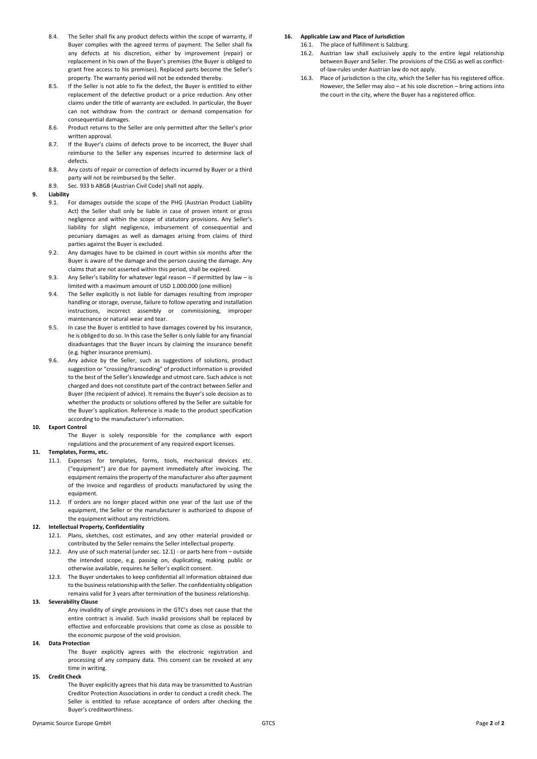8.4. The Seller shall fix any product defects within the scope of warranty, if Buyer complies with the agreed terms of payment. The Seller shall fix any defects at his discretion, either by improvement (repair) or replacement in his own of the Buyer's premises (the Buyer is obliged to grant free access to his premises). Replaced parts become the Seller's property. The warranty period will not be extended thereby.

8.5. If the Seller is not able to fix the defect, the Buyer is entitled to either replacement of the defective product or a price reduction. Any other claims under the title of warranty are excluded. In particular, the Buyer can not withdraw from the contract or demand compensation for consequential damages.

8.6. Product returns to the Seller are only permitted after the Seller's prior written approval.

8.7. If the Buyer's claims of defects prove to be incorrect, the Buyer shall reimburse to the Seller any expenses incurred to determine lack of defects.

8.8. Any costs of repair or correction of defects incurred by Buyer or a third party will not be reimbursed by the Seller.

8.9. Sec. 933 b ABGB (Austrian Civil Code) shall not apply.

**9. Liability**

9.1. For damages outside the scope of the PHG (Austrian Product Liability Act) the Seller shall only be liable in case of proven intent or gross negligence and within the scope of statutory provisions. Any Seller's liability for slight negligence, imbursement of consequential and pecuniary damages as well as damages arising from claims of third parties against the Buyer is excluded.

9.2. Any damages have to be claimed in court within six months after the Buyer is aware of the damage and the person causing the damage. Any claims that are not asserted within this period, shall be expired.

9.3. Any Seller's liability for whatever legal reason – if permitted by law – is limited with a maximum amount of USD 1.000.000 (one million)

9.4. The Seller explicitly is not liable for damages resulting from improper handling or storage, overuse, failure to follow operating and installation instructions, incorrect assembly or commissioning, improper maintenance or natural wear and tear.

9.5. In case the Buyer is entitled to have damages covered by his insurance, he is obliged to do so. In this case the Seller is only liable for any financial disadvantages that the Buyer incurs by claiming the insurance benefit (e.g. higher insurance premium).

9.6. Any advice by the Seller, such as suggestions of solutions, product suggestion or "crossing/transcoding" of product information is provided to the best of the Seller's knowledge and utmost care. Such advice is not charged and does not constitute part of the contract between Seller and Buyer (the recipient of advice). It remains the Buyer's sole decision as to whether the products or solutions offered by the Seller are suitable for the Buyer's application. Reference is made to the product specification according to the manufacturer's information.

**10. Export Control**

The Buyer is solely responsible for the compliance with export regulations and the procurement of any required export licenses.

**11. Templates, Forms, etc.**

11.1. Expenses for templates, forms, tools, mechanical devices etc. ("equipment") are due for payment immediately after invoicing. The equipment remains the property of the manufacturer also after payment of the invoice and regardless of products manufactured by using the equipment.

11.2. If orders are no longer placed within one year of the last use of the equipment, the Seller or the manufacturer is authorized to dispose of the equipment without any restrictions.

**12. Intellectual Property, Confidentiality**

12.1. Plans, sketches, cost estimates, and any other material provided or contributed by the Seller remains the Seller intellectual property.

12.2. Any use of such material (under sec. 12.1) - or parts here from – outside the intended scope, e.g. passing on, duplicating, making public or otherwise available, requires he Seller's explicit consent.

12.3. The Buyer undertakes to keep confidential all information obtained due to the business relationship with the Seller. The confidentiality obligation remains valid for 3 years after termination of the business relationship.

**13. Severability Clause**

Any invalidity of single provisions in the GTC's does not cause that the entire contract is invalid. Such invalid provisions shall be replaced by effective and enforceable provisions that come as close as possible to the economic purpose of the void provision.

**14. Data Protection**

The Buyer explicitly agrees with the electronic registration and processing of any company data. This consent can be revoked at any time in writing.

**15. Credit Check**

The Buyer explicitly agrees that his data may be transmitted to Austrian Creditor Protection Associations in order to conduct a credit check. The Seller is entitled to refuse acceptance of orders after checking the Buyer's creditworthiness.

**16. Applicable Law and Place of Jurisdiction**

16.1. The place of fulfillment is Salzburg.

16.2. Austrian law shall exclusively apply to the entire legal relationship between Buyer and Seller. The provisions of the CISG as well as conflict-of-law-rules under Austrian law do not apply.

16.3. Place of jurisdiction is the city, which the Seller has his registered office. However, the Seller may also – at his sole discretion – bring actions into the court in the city, where the Buyer has a registered office.